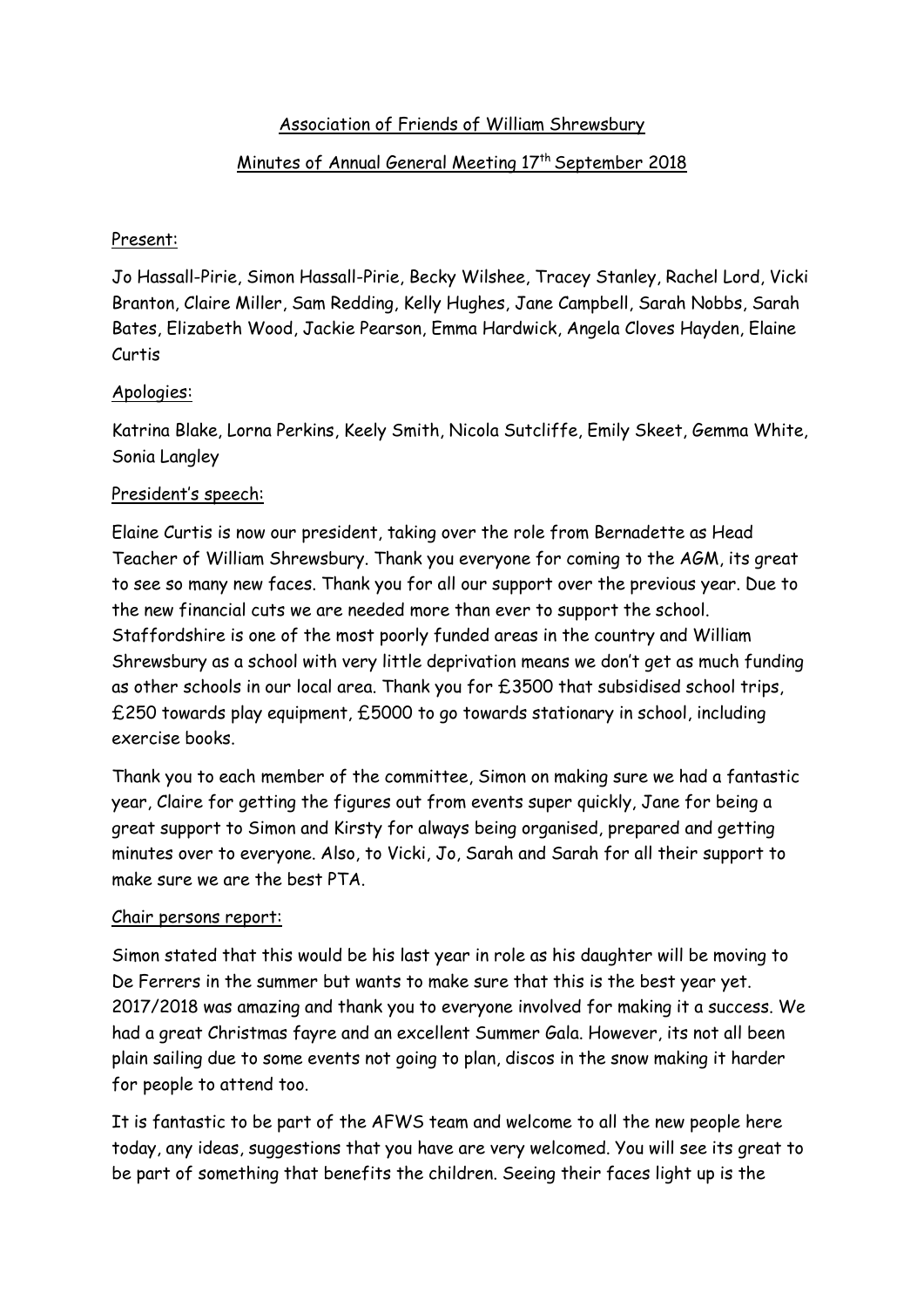Association of Friends of William Shrewsbury

Minutes of Annual General Meeting 17th September 2018

Present:

Jo Hassall-Pirie, Simon Hassall-Pirie, Becky Wilshee, Tracey Stanley, Rachel Lord, Vicki Branton, Claire Miller, Sam Redding, Kelly Hughes, Jane Campbell, Sarah Nobbs, Sarah Bates, Elizabeth Wood, Jackie Pearson, Emma Hardwick, Angela Cloves Hayden, Elaine Curtis

Apologies:

Katrina Blake, Lorna Perkins, Keely Smith, Nicola Sutcliffe, Emily Skeet, Gemma White, Sonia Langley

President's speech:

Elaine Curtis is now our president, taking over the role from Bernadette as Head Teacher of William Shrewsbury. Thank you everyone for coming to the AGM, its great to see so many new faces. Thank you for all our support over the previous year. Due to the new financial cuts we are needed more than ever to support the school. Staffordshire is one of the most poorly funded areas in the country and William Shrewsbury as a school with very little deprivation means we don't get as much funding as other schools in our local area. Thank you for £3500 that subsidised school trips, £250 towards play equipment, £5000 to go towards stationary in school, including exercise books.

Thank you to each member of the committee, Simon on making sure we had a fantastic year, Claire for getting the figures out from events super quickly, Jane for being a great support to Simon and Kirsty for always being organised, prepared and getting minutes over to everyone. Also, to Vicki, Jo, Sarah and Sarah for all their support to make sure we are the best PTA.

Chair persons report:

Simon stated that this would be his last year in role as his daughter will be moving to De Ferrers in the summer but wants to make sure that this is the best year yet. 2017/2018 was amazing and thank you to everyone involved for making it a success. We had a great Christmas fayre and an excellent Summer Gala. However, its not all been plain sailing due to some events not going to plan, discos in the snow making it harder for people to attend too.

It is fantastic to be part of the AFWS team and welcome to all the new people here today, any ideas, suggestions that you have are very welcomed. You will see its great to be part of something that benefits the children. Seeing their faces light up is the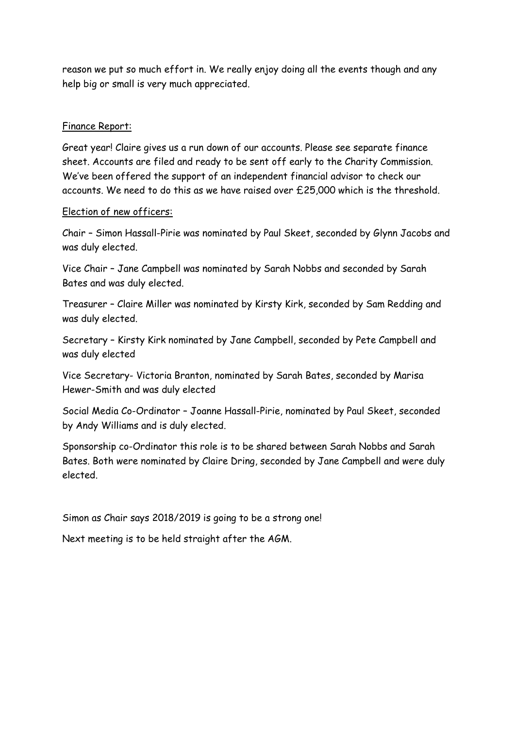reason we put so much effort in. We really enjoy doing all the events though and any help big or small is very much appreciated.

Finance Report:

Great year! Claire gives us a run down of our accounts. Please see separate finance sheet. Accounts are filed and ready to be sent off early to the Charity Commission. We've been offered the support of an independent financial advisor to check our accounts. We need to do this as we have raised over £25,000 which is the threshold.

Election of new officers:

Chair – Simon Hassall-Pirie was nominated by Paul Skeet, seconded by Glynn Jacobs and was duly elected.

Vice Chair – Jane Campbell was nominated by Sarah Nobbs and seconded by Sarah Bates and was duly elected.

Treasurer – Claire Miller was nominated by Kirsty Kirk, seconded by Sam Redding and was duly elected.

Secretary – Kirsty Kirk nominated by Jane Campbell, seconded by Pete Campbell and was duly elected

Vice Secretary- Victoria Branton, nominated by Sarah Bates, seconded by Marisa Hewer-Smith and was duly elected

Social Media Co-Ordinator – Joanne Hassall-Pirie, nominated by Paul Skeet, seconded by Andy Williams and is duly elected.

Sponsorship co-Ordinator this role is to be shared between Sarah Nobbs and Sarah Bates. Both were nominated by Claire Dring, seconded by Jane Campbell and were duly elected.

Simon as Chair says 2018/2019 is going to be a strong one!

Next meeting is to be held straight after the AGM.